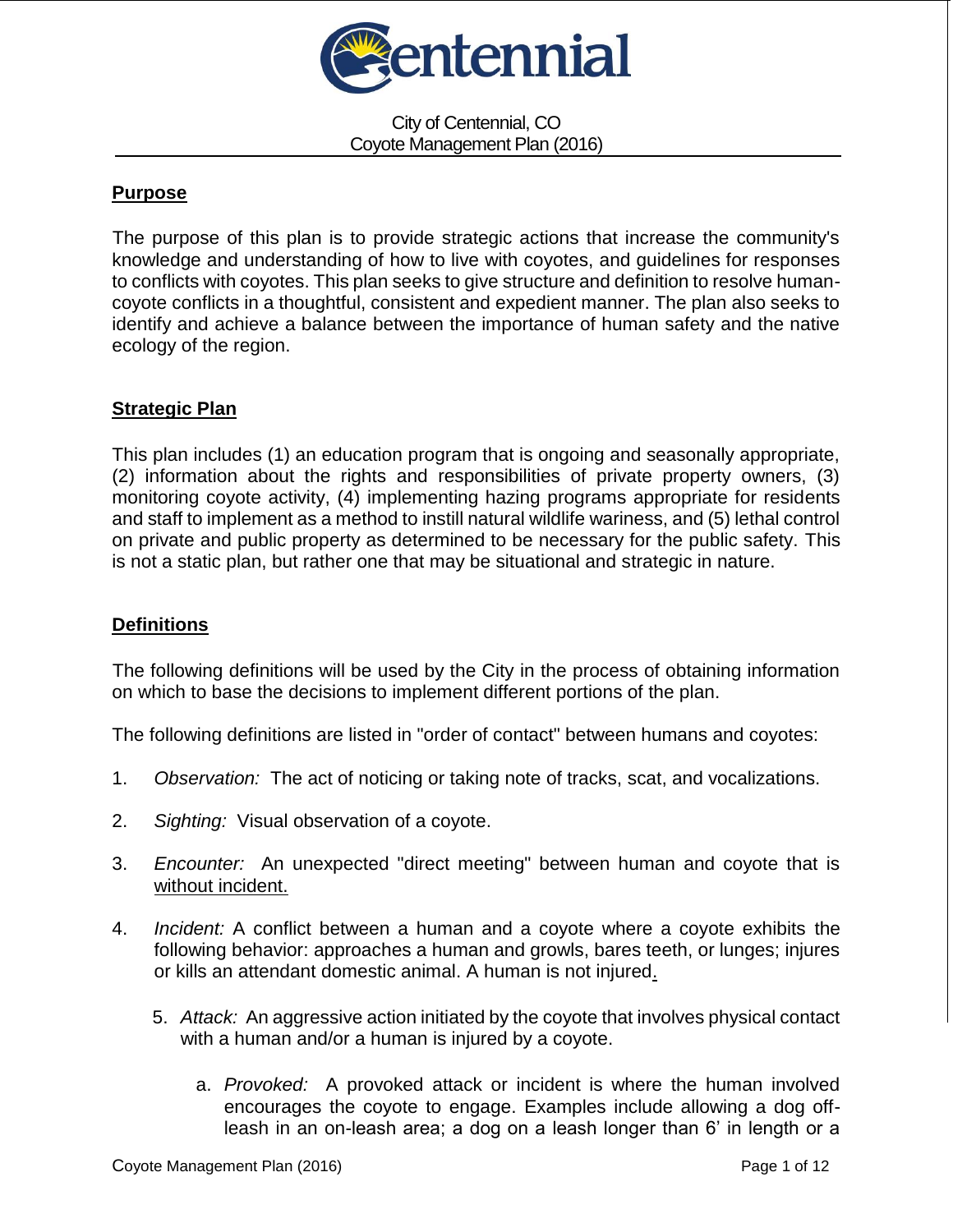Centennial

City of Centennial, CO
Coyote Management Plan (2016)

## Purpose

The purpose of this plan is to provide strategic actions that increase the community's knowledge and understanding of how to live with coyotes, and guidelines for responses to conflicts with coyotes. This plan seeks to give structure and definition to resolve human-coyote conflicts in a thoughtful, consistent and expedient manner. The plan also seeks to identify and achieve a balance between the importance of human safety and the native ecology of the region.

## Strategic Plan

This plan includes (1) an education program that is ongoing and seasonally appropriate, (2) information about the rights and responsibilities of private property owners, (3) monitoring coyote activity, (4) implementing hazing programs appropriate for residents and staff to implement as a method to instill natural wildlife wariness, and (5) lethal control on private and public property as determined to be necessary for the public safety. This is not a static plan, but rather one that may be situational and strategic in nature.

## Definitions

The following definitions will be used by the City in the process of obtaining information on which to base the decisions to implement different portions of the plan.

The following definitions are listed in "order of contact" between humans and coyotes:

1. *Observation:* The act of noticing or taking note of tracks, scat, and vocalizations.
2. *Sighting:* Visual observation of a coyote.
3. *Encounter:* An unexpected "direct meeting" between human and coyote that is without incident.
4. *Incident:* A conflict between a human and a coyote where a coyote exhibits the following behavior: approaches a human and growls, bares teeth, or lunges; injures or kills an attendant domestic animal. A human is not injured.
5. *Attack:* An aggressive action initiated by the coyote that involves physical contact with a human and/or a human is injured by a coyote.
   a. *Provoked:* A provoked attack or incident is where the human involved encourages the coyote to engage. Examples include allowing a dog off-leash in an on-leash area; a dog on a leash longer than 6' in length or a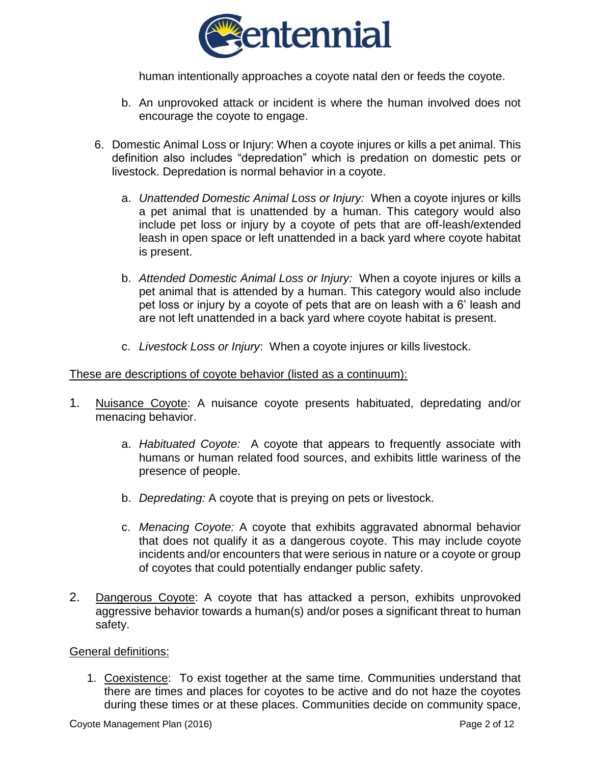human intentionally approaches a coyote natal den or feeds the coyote.

   b. An unprovoked attack or incident is where the human involved does not encourage the coyote to engage.

6. Domestic Animal Loss or Injury: When a coyote injures or kills a pet animal. This definition also includes "depredation" which is predation on domestic pets or livestock. Depredation is normal behavior in a coyote.

   a. *Unattended Domestic Animal Loss or Injury:* When a coyote injures or kills a pet animal that is unattended by a human. This category would also include pet loss or injury by a coyote of pets that are off-leash/extended leash in open space or left unattended in a back yard where coyote habitat is present.

   b. *Attended Domestic Animal Loss or Injury:* When a coyote injures or kills a pet animal that is attended by a human. This category would also include pet loss or injury by a coyote of pets that are on leash with a 6' leash and are not left unattended in a back yard where coyote habitat is present.

   c. *Livestock Loss or Injury*: When a coyote injures or kills livestock.

<u>These are descriptions of coyote behavior (listed as a continuum):</u>

1. <u>Nuisance Coyote</u>: A nuisance coyote presents habituated, depredating and/or menacing behavior.

   a. *Habituated Coyote:* A coyote that appears to frequently associate with humans or human related food sources, and exhibits little wariness of the presence of people.

   b. *Depredating:* A coyote that is preying on pets or livestock.

   c. *Menacing Coyote:* A coyote that exhibits aggravated abnormal behavior that does not qualify it as a dangerous coyote. This may include coyote incidents and/or encounters that were serious in nature or a coyote or group of coyotes that could potentially endanger public safety.

2. <u>Dangerous Coyote</u>: A coyote that has attacked a person, exhibits unprovoked aggressive behavior towards a human(s) and/or poses a significant threat to human safety.

<u>General definitions:</u>

1. <u>Coexistence</u>: To exist together at the same time. Communities understand that there are times and places for coyotes to be active and do not haze the coyotes during these times or at these places. Communities decide on community space,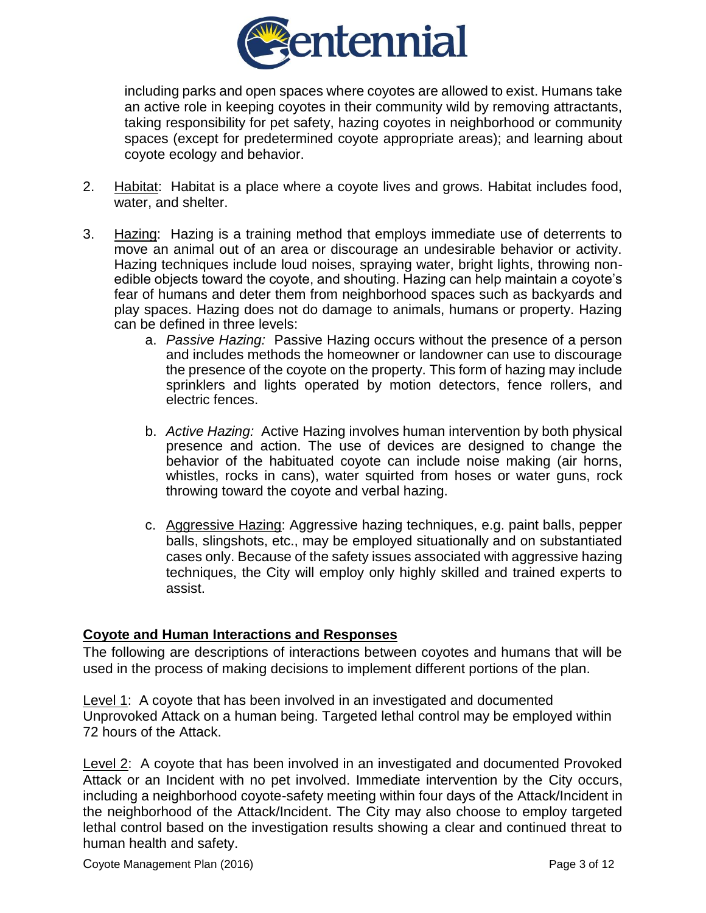including parks and open spaces where coyotes are allowed to exist. Humans take an active role in keeping coyotes in their community wild by removing attractants, taking responsibility for pet safety, hazing coyotes in neighborhood or community spaces (except for predetermined coyote appropriate areas); and learning about coyote ecology and behavior.

2. Habitat: Habitat is a place where a coyote lives and grows. Habitat includes food, water, and shelter.

3. Hazing: Hazing is a training method that employs immediate use of deterrents to move an animal out of an area or discourage an undesirable behavior or activity. Hazing techniques include loud noises, spraying water, bright lights, throwing non-edible objects toward the coyote, and shouting. Hazing can help maintain a coyote's fear of humans and deter them from neighborhood spaces such as backyards and play spaces. Hazing does not do damage to animals, humans or property. Hazing can be defined in three levels:

    a. *Passive Hazing:* Passive Hazing occurs without the presence of a person and includes methods the homeowner or landowner can use to discourage the presence of the coyote on the property. This form of hazing may include sprinklers and lights operated by motion detectors, fence rollers, and electric fences.

    b. *Active Hazing:* Active Hazing involves human intervention by both physical presence and action. The use of devices are designed to change the behavior of the habituated coyote can include noise making (air horns, whistles, rocks in cans), water squirted from hoses or water guns, rock throwing toward the coyote and verbal hazing.

    c. Aggressive Hazing: Aggressive hazing techniques, e.g. paint balls, pepper balls, slingshots, etc., may be employed situationally and on substantiated cases only. Because of the safety issues associated with aggressive hazing techniques, the City will employ only highly skilled and trained experts to assist.

## **Coyote and Human Interactions and Responses**

The following are descriptions of interactions between coyotes and humans that will be used in the process of making decisions to implement different portions of the plan.

Level 1: A coyote that has been involved in an investigated and documented Unprovoked Attack on a human being. Targeted lethal control may be employed within 72 hours of the Attack.

Level 2: A coyote that has been involved in an investigated and documented Provoked Attack or an Incident with no pet involved. Immediate intervention by the City occurs, including a neighborhood coyote-safety meeting within four days of the Attack/Incident in the neighborhood of the Attack/Incident. The City may also choose to employ targeted lethal control based on the investigation results showing a clear and continued threat to human health and safety.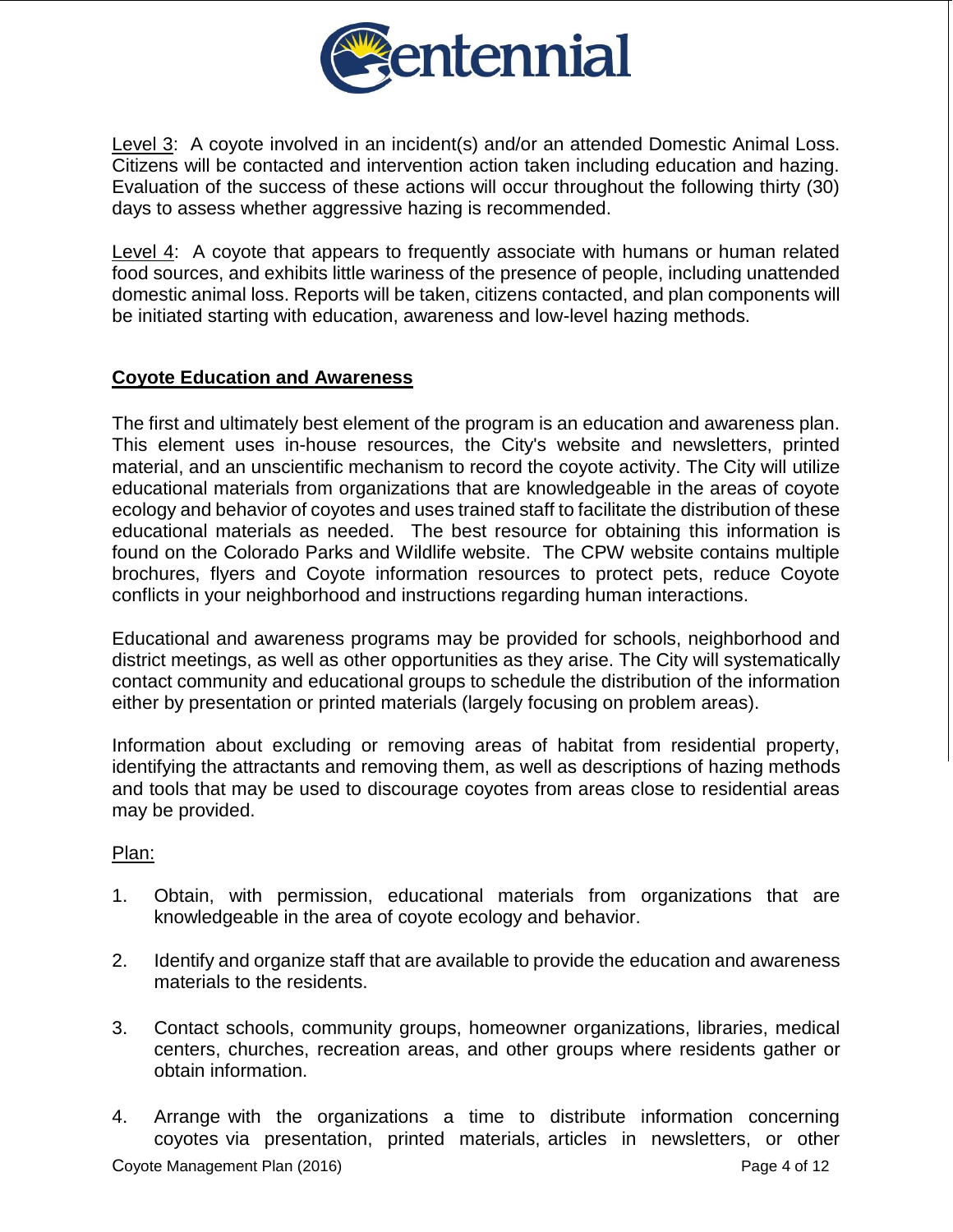Level 3: A coyote involved in an incident(s) and/or an attended Domestic Animal Loss. Citizens will be contacted and intervention action taken including education and hazing. Evaluation of the success of these actions will occur throughout the following thirty (30) days to assess whether aggressive hazing is recommended.

Level 4: A coyote that appears to frequently associate with humans or human related food sources, and exhibits little wariness of the presence of people, including unattended domestic animal loss. Reports will be taken, citizens contacted, and plan components will be initiated starting with education, awareness and low-level hazing methods.

## Coyote Education and Awareness

The first and ultimately best element of the program is an education and awareness plan. This element uses in-house resources, the City's website and newsletters, printed material, and an unscientific mechanism to record the coyote activity. The City will utilize educational materials from organizations that are knowledgeable in the areas of coyote ecology and behavior of coyotes and uses trained staff to facilitate the distribution of these educational materials as needed. The best resource for obtaining this information is found on the Colorado Parks and Wildlife website. The CPW website contains multiple brochures, flyers and Coyote information resources to protect pets, reduce Coyote conflicts in your neighborhood and instructions regarding human interactions.

Educational and awareness programs may be provided for schools, neighborhood and district meetings, as well as other opportunities as they arise. The City will systematically contact community and educational groups to schedule the distribution of the information either by presentation or printed materials (largely focusing on problem areas).

Information about excluding or removing areas of habitat from residential property, identifying the attractants and removing them, as well as descriptions of hazing methods and tools that may be used to discourage coyotes from areas close to residential areas may be provided.

Plan:

1. Obtain, with permission, educational materials from organizations that are knowledgeable in the area of coyote ecology and behavior.

2. Identify and organize staff that are available to provide the education and awareness materials to the residents.

3. Contact schools, community groups, homeowner organizations, libraries, medical centers, churches, recreation areas, and other groups where residents gather or obtain information.

4. Arrange with the organizations a time to distribute information concerning coyotes via presentation, printed materials, articles in newsletters, or other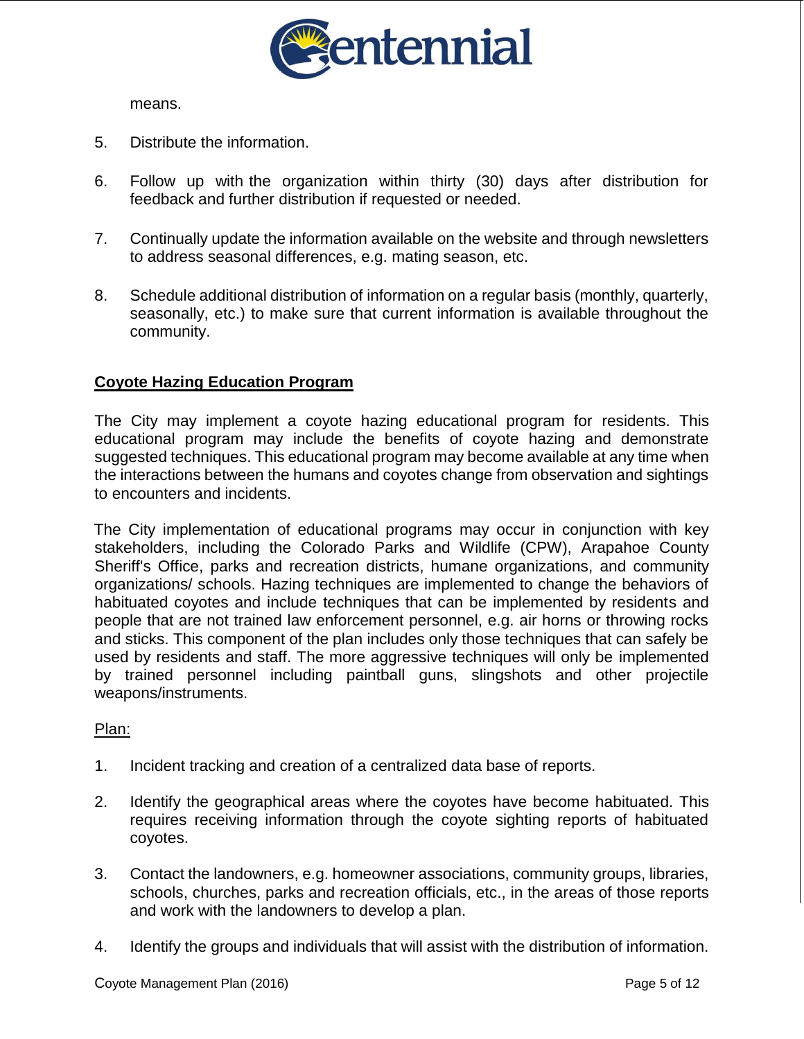means.

5. Distribute the information.

6. Follow up with the organization within thirty (30) days after distribution for feedback and further distribution if requested or needed.

7. Continually update the information available on the website and through newsletters to address seasonal differences, e.g. mating season, etc.

8. Schedule additional distribution of information on a regular basis (monthly, quarterly, seasonally, etc.) to make sure that current information is available throughout the community.

## Coyote Hazing Education Program

The City may implement a coyote hazing educational program for residents. This educational program may include the benefits of coyote hazing and demonstrate suggested techniques. This educational program may become available at any time when the interactions between the humans and coyotes change from observation and sightings to encounters and incidents.

The City implementation of educational programs may occur in conjunction with key stakeholders, including the Colorado Parks and Wildlife (CPW), Arapahoe County Sheriff's Office, parks and recreation districts, humane organizations, and community organizations/ schools. Hazing techniques are implemented to change the behaviors of habituated coyotes and include techniques that can be implemented by residents and people that are not trained law enforcement personnel, e.g. air horns or throwing rocks and sticks. This component of the plan includes only those techniques that can safely be used by residents and staff. The more aggressive techniques will only be implemented by trained personnel including paintball guns, slingshots and other projectile weapons/instruments.

Plan:

1. Incident tracking and creation of a centralized data base of reports.

2. Identify the geographical areas where the coyotes have become habituated. This requires receiving information through the coyote sighting reports of habituated coyotes.

3. Contact the landowners, e.g. homeowner associations, community groups, libraries, schools, churches, parks and recreation officials, etc., in the areas of those reports and work with the landowners to develop a plan.

4. Identify the groups and individuals that will assist with the distribution of information.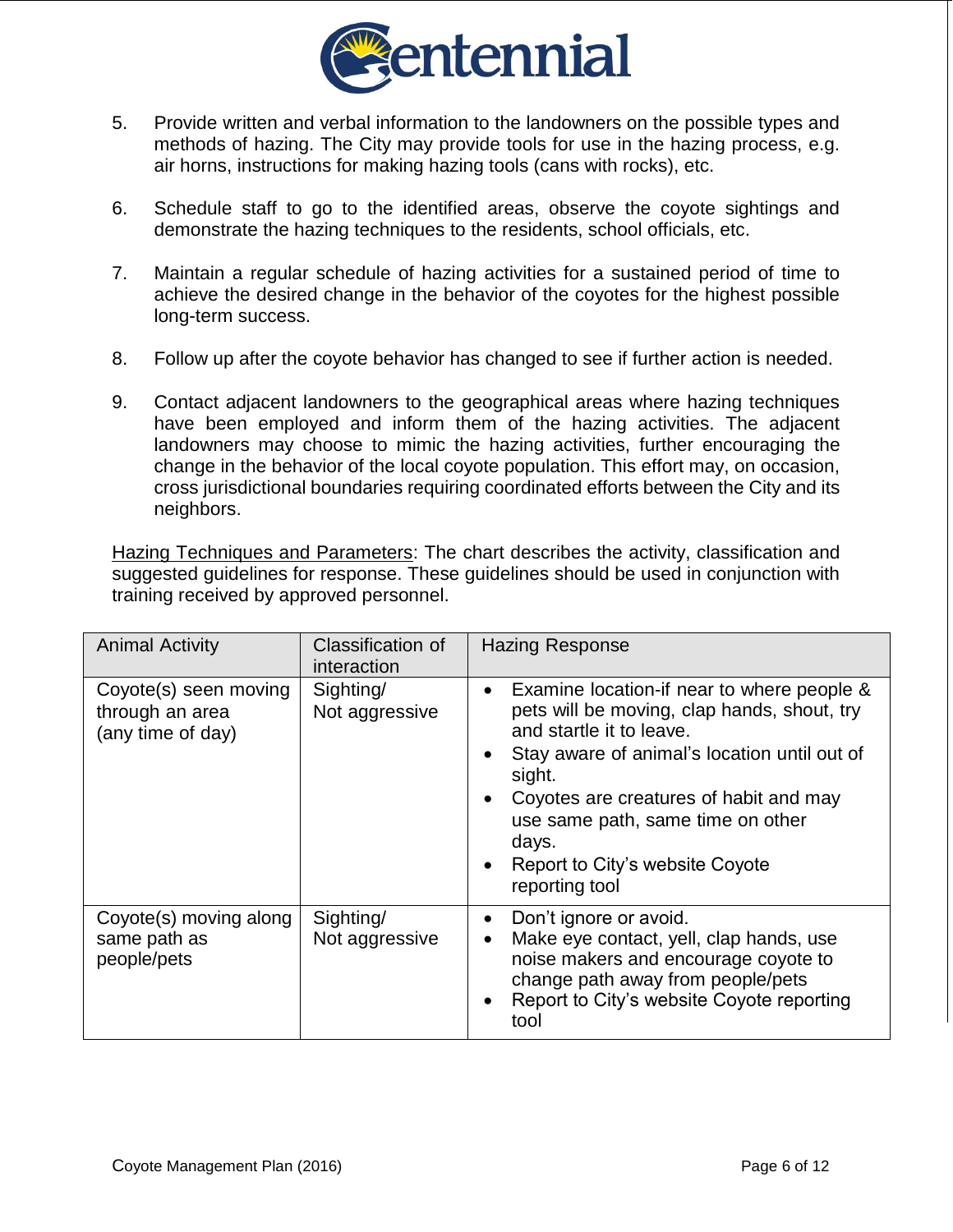5. Provide written and verbal information to the landowners on the possible types and methods of hazing. The City may provide tools for use in the hazing process, e.g. air horns, instructions for making hazing tools (cans with rocks), etc.

6. Schedule staff to go to the identified areas, observe the coyote sightings and demonstrate the hazing techniques to the residents, school officials, etc.

7. Maintain a regular schedule of hazing activities for a sustained period of time to achieve the desired change in the behavior of the coyotes for the highest possible long-term success.

8. Follow up after the coyote behavior has changed to see if further action is needed.

9. Contact adjacent landowners to the geographical areas where hazing techniques have been employed and inform them of the hazing activities. The adjacent landowners may choose to mimic the hazing activities, further encouraging the change in the behavior of the local coyote population. This effort may, on occasion, cross jurisdictional boundaries requiring coordinated efforts between the City and its neighbors.

<u>Hazing Techniques and Parameters</u>: The chart describes the activity, classification and suggested guidelines for response. These guidelines should be used in conjunction with training received by approved personnel.

| Animal Activity | Classification of interaction | Hazing Response |
|---|---|---|
| Coyote(s) seen moving through an area (any time of day) | Sighting/ Not aggressive | • Examine location-if near to where people & pets will be moving, clap hands, shout, try and startle it to leave.<br>• Stay aware of animal's location until out of sight.<br>• Coyotes are creatures of habit and may use same path, same time on other days.<br>• Report to City's website Coyote reporting tool |
| Coyote(s) moving along same path as people/pets | Sighting/ Not aggressive | • Don't ignore or avoid.<br>• Make eye contact, yell, clap hands, use noise makers and encourage coyote to change path away from people/pets<br>• Report to City's website Coyote reporting tool |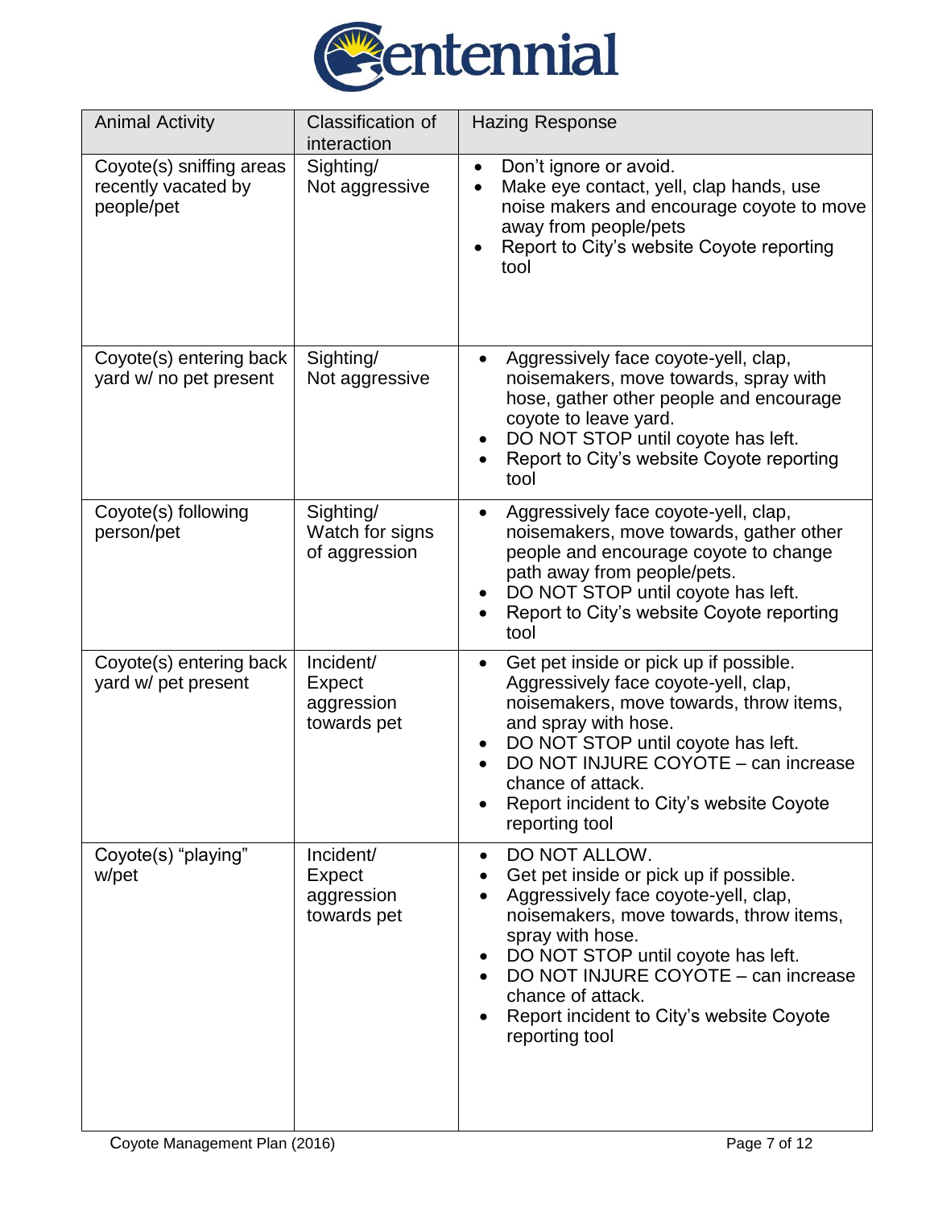| Animal Activity | Classification of interaction | Hazing Response |
|---|---|---|
| Coyote(s) sniffing areas recently vacated by people/pet | Sighting/ Not aggressive | • Don't ignore or avoid.<br>• Make eye contact, yell, clap hands, use noise makers and encourage coyote to move away from people/pets<br>• Report to City's website Coyote reporting tool |
| Coyote(s) entering back yard w/ no pet present | Sighting/ Not aggressive | • Aggressively face coyote-yell, clap, noisemakers, move towards, spray with hose, gather other people and encourage coyote to leave yard.<br>• DO NOT STOP until coyote has left.<br>• Report to City's website Coyote reporting tool |
| Coyote(s) following person/pet | Sighting/ Watch for signs of aggression | • Aggressively face coyote-yell, clap, noisemakers, move towards, gather other people and encourage coyote to change path away from people/pets.<br>• DO NOT STOP until coyote has left.<br>• Report to City's website Coyote reporting tool |
| Coyote(s) entering back yard w/ pet present | Incident/ Expect aggression towards pet | • Get pet inside or pick up if possible. Aggressively face coyote-yell, clap, noisemakers, move towards, throw items, and spray with hose.<br>• DO NOT STOP until coyote has left.<br>• DO NOT INJURE COYOTE – can increase chance of attack.<br>• Report incident to City's website Coyote reporting tool |
| Coyote(s) "playing" w/pet | Incident/ Expect aggression towards pet | • DO NOT ALLOW.<br>• Get pet inside or pick up if possible.<br>• Aggressively face coyote-yell, clap, noisemakers, move towards, throw items, spray with hose.<br>• DO NOT STOP until coyote has left.<br>• DO NOT INJURE COYOTE – can increase chance of attack.<br>• Report incident to City's website Coyote reporting tool |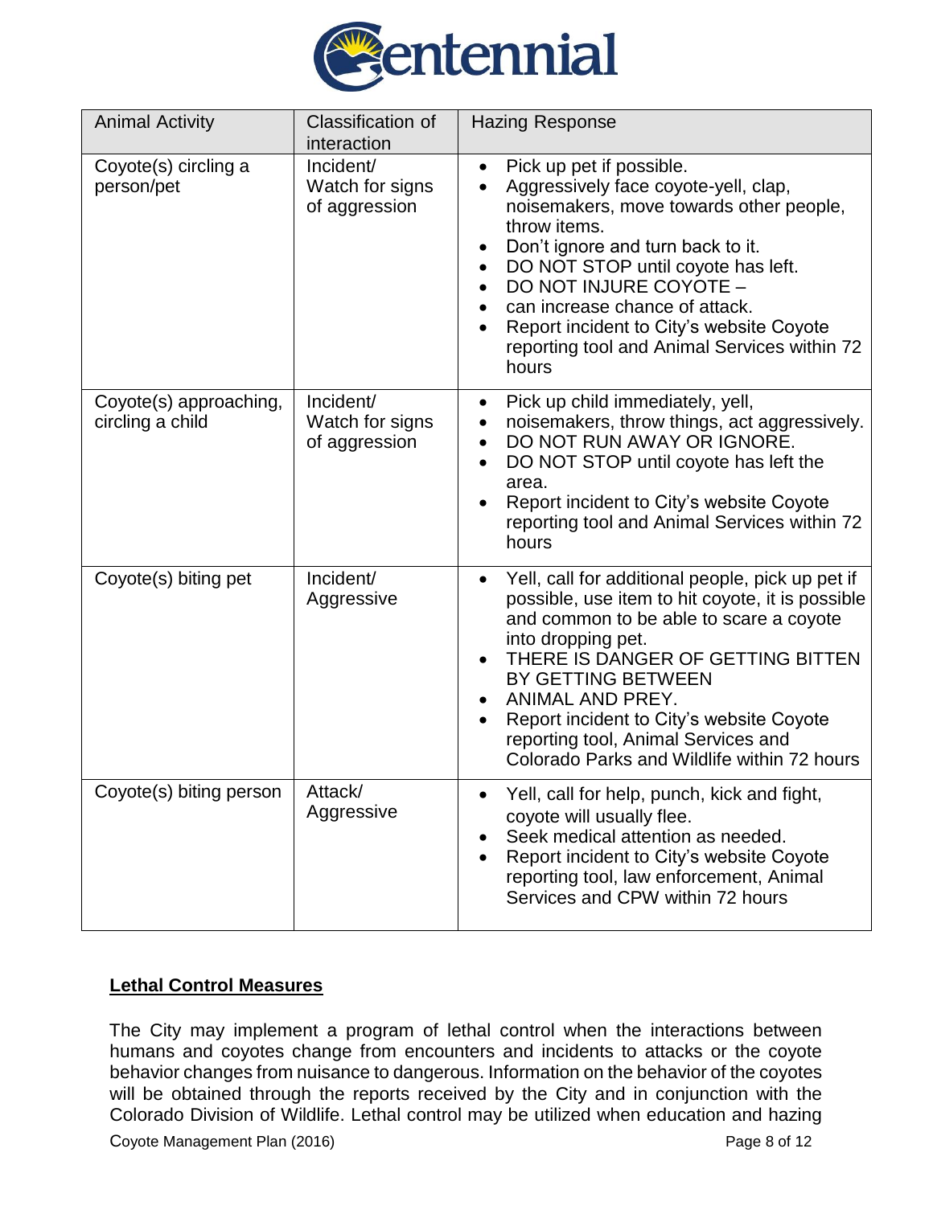| Animal Activity | Classification of interaction | Hazing Response |
| --- | --- | --- |
| Coyote(s) circling a person/pet | Incident/ Watch for signs of aggression | • Pick up pet if possible.<br>• Aggressively face coyote-yell, clap, noisemakers, move towards other people, throw items.<br>• Don't ignore and turn back to it.<br>• DO NOT STOP until coyote has left.<br>• DO NOT INJURE COYOTE –<br>• can increase chance of attack.<br>• Report incident to City's website Coyote reporting tool and Animal Services within 72 hours |
| Coyote(s) approaching, circling a child | Incident/ Watch for signs of aggression | • Pick up child immediately, yell,<br>• noisemakers, throw things, act aggressively.<br>• DO NOT RUN AWAY OR IGNORE.<br>• DO NOT STOP until coyote has left the area.<br>• Report incident to City's website Coyote reporting tool and Animal Services within 72 hours |
| Coyote(s) biting pet | Incident/ Aggressive | • Yell, call for additional people, pick up pet if possible, use item to hit coyote, it is possible and common to be able to scare a coyote into dropping pet.<br>• THERE IS DANGER OF GETTING BITTEN BY GETTING BETWEEN<br>• ANIMAL AND PREY.<br>• Report incident to City's website Coyote reporting tool, Animal Services and Colorado Parks and Wildlife within 72 hours |
| Coyote(s) biting person | Attack/ Aggressive | • Yell, call for help, punch, kick and fight, coyote will usually flee.<br>• Seek medical attention as needed.<br>• Report incident to City's website Coyote reporting tool, law enforcement, Animal Services and CPW within 72 hours |

**Lethal Control Measures**

The City may implement a program of lethal control when the interactions between humans and coyotes change from encounters and incidents to attacks or the coyote behavior changes from nuisance to dangerous. Information on the behavior of the coyotes will be obtained through the reports received by the City and in conjunction with the Colorado Division of Wildlife. Lethal control may be utilized when education and hazing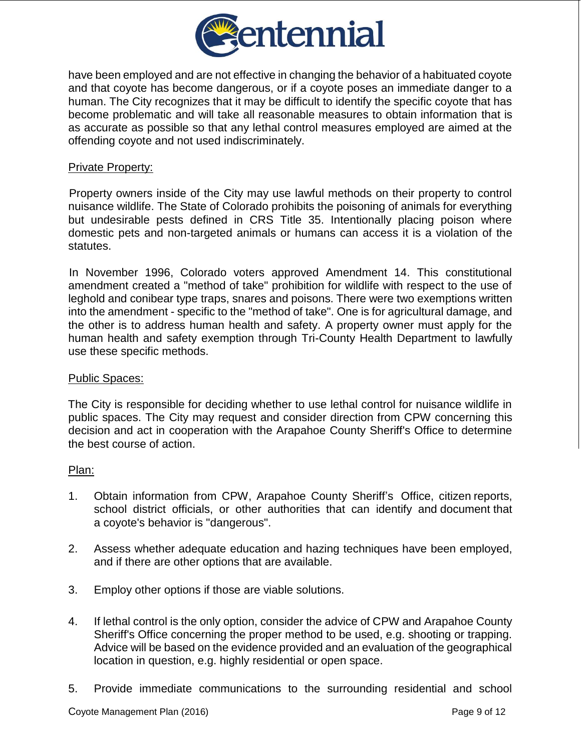have been employed and are not effective in changing the behavior of a habituated coyote and that coyote has become dangerous, or if a coyote poses an immediate danger to a human. The City recognizes that it may be difficult to identify the specific coyote that has become problematic and will take all reasonable measures to obtain information that is as accurate as possible so that any lethal control measures employed are aimed at the offending coyote and not used indiscriminately.

<u>Private Property:</u>

Property owners inside of the City may use lawful methods on their property to control nuisance wildlife. The State of Colorado prohibits the poisoning of animals for everything but undesirable pests defined in CRS Title 35. Intentionally placing poison where domestic pets and non-targeted animals or humans can access it is a violation of the statutes.

In November 1996, Colorado voters approved Amendment 14. This constitutional amendment created a "method of take" prohibition for wildlife with respect to the use of leghold and conibear type traps, snares and poisons. There were two exemptions written into the amendment - specific to the "method of take". One is for agricultural damage, and the other is to address human health and safety. A property owner must apply for the human health and safety exemption through Tri-County Health Department to lawfully use these specific methods.

<u>Public Spaces:</u>

The City is responsible for deciding whether to use lethal control for nuisance wildlife in public spaces. The City may request and consider direction from CPW concerning this decision and act in cooperation with the Arapahoe County Sheriff's Office to determine the best course of action.

<u>Plan:</u>

1. Obtain information from CPW, Arapahoe County Sheriff's Office, citizen reports, school district officials, or other authorities that can identify and document that a coyote's behavior is "dangerous".

2. Assess whether adequate education and hazing techniques have been employed, and if there are other options that are available.

3. Employ other options if those are viable solutions.

4. If lethal control is the only option, consider the advice of CPW and Arapahoe County Sheriff's Office concerning the proper method to be used, e.g. shooting or trapping. Advice will be based on the evidence provided and an evaluation of the geographical location in question, e.g. highly residential or open space.

5. Provide immediate communications to the surrounding residential and school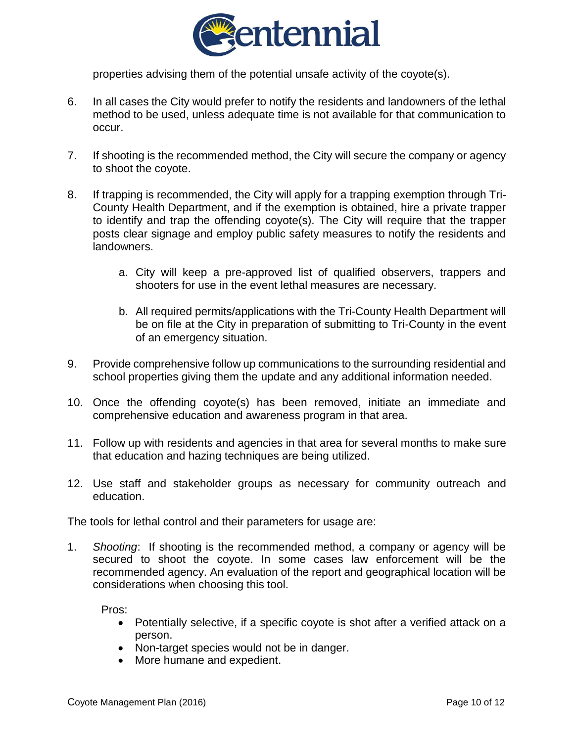properties advising them of the potential unsafe activity of the coyote(s).

6. In all cases the City would prefer to notify the residents and landowners of the lethal method to be used, unless adequate time is not available for that communication to occur.

7. If shooting is the recommended method, the City will secure the company or agency to shoot the coyote.

8. If trapping is recommended, the City will apply for a trapping exemption through Tri-County Health Department, and if the exemption is obtained, hire a private trapper to identify and trap the offending coyote(s). The City will require that the trapper posts clear signage and employ public safety measures to notify the residents and landowners.

   a. City will keep a pre-approved list of qualified observers, trappers and shooters for use in the event lethal measures are necessary.

   b. All required permits/applications with the Tri-County Health Department will be on file at the City in preparation of submitting to Tri-County in the event of an emergency situation.

9. Provide comprehensive follow up communications to the surrounding residential and school properties giving them the update and any additional information needed.

10. Once the offending coyote(s) has been removed, initiate an immediate and comprehensive education and awareness program in that area.

11. Follow up with residents and agencies in that area for several months to make sure that education and hazing techniques are being utilized.

12. Use staff and stakeholder groups as necessary for community outreach and education.

The tools for lethal control and their parameters for usage are:

1. *Shooting*: If shooting is the recommended method, a company or agency will be secured to shoot the coyote. In some cases law enforcement will be the recommended agency. An evaluation of the report and geographical location will be considerations when choosing this tool.

   Pros:
   - Potentially selective, if a specific coyote is shot after a verified attack on a person.
   - Non-target species would not be in danger.
   - More humane and expedient.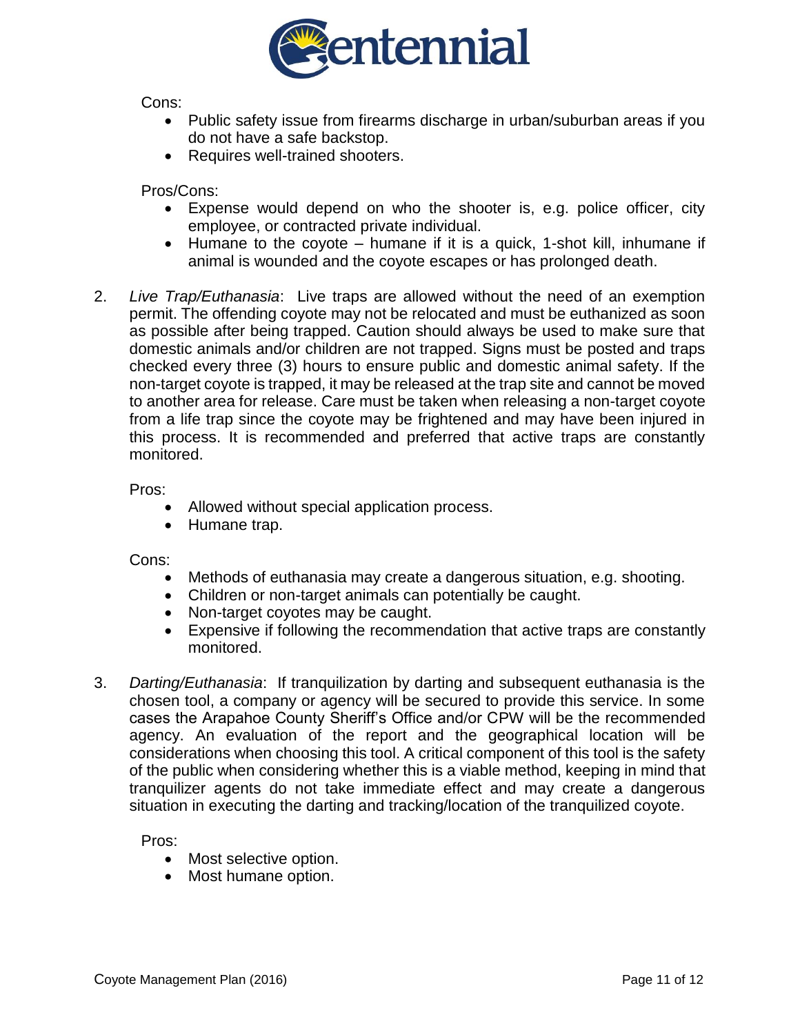Cons:

- Public safety issue from firearms discharge in urban/suburban areas if you do not have a safe backstop.
- Requires well-trained shooters.

Pros/Cons:

- Expense would depend on who the shooter is, e.g. police officer, city employee, or contracted private individual.
- Humane to the coyote – humane if it is a quick, 1-shot kill, inhumane if animal is wounded and the coyote escapes or has prolonged death.

2. *Live Trap/Euthanasia*: Live traps are allowed without the need of an exemption permit. The offending coyote may not be relocated and must be euthanized as soon as possible after being trapped. Caution should always be used to make sure that domestic animals and/or children are not trapped. Signs must be posted and traps checked every three (3) hours to ensure public and domestic animal safety. If the non-target coyote is trapped, it may be released at the trap site and cannot be moved to another area for release. Care must be taken when releasing a non-target coyote from a life trap since the coyote may be frightened and may have been injured in this process. It is recommended and preferred that active traps are constantly monitored.

   Pros:

   - Allowed without special application process.
   - Humane trap.

   Cons:

   - Methods of euthanasia may create a dangerous situation, e.g. shooting.
   - Children or non-target animals can potentially be caught.
   - Non-target coyotes may be caught.
   - Expensive if following the recommendation that active traps are constantly monitored.

3. *Darting/Euthanasia*: If tranquilization by darting and subsequent euthanasia is the chosen tool, a company or agency will be secured to provide this service. In some cases the Arapahoe County Sheriff's Office and/or CPW will be the recommended agency. An evaluation of the report and the geographical location will be considerations when choosing this tool. A critical component of this tool is the safety of the public when considering whether this is a viable method, keeping in mind that tranquilizer agents do not take immediate effect and may create a dangerous situation in executing the darting and tracking/location of the tranquilized coyote.

   Pros:

   - Most selective option.
   - Most humane option.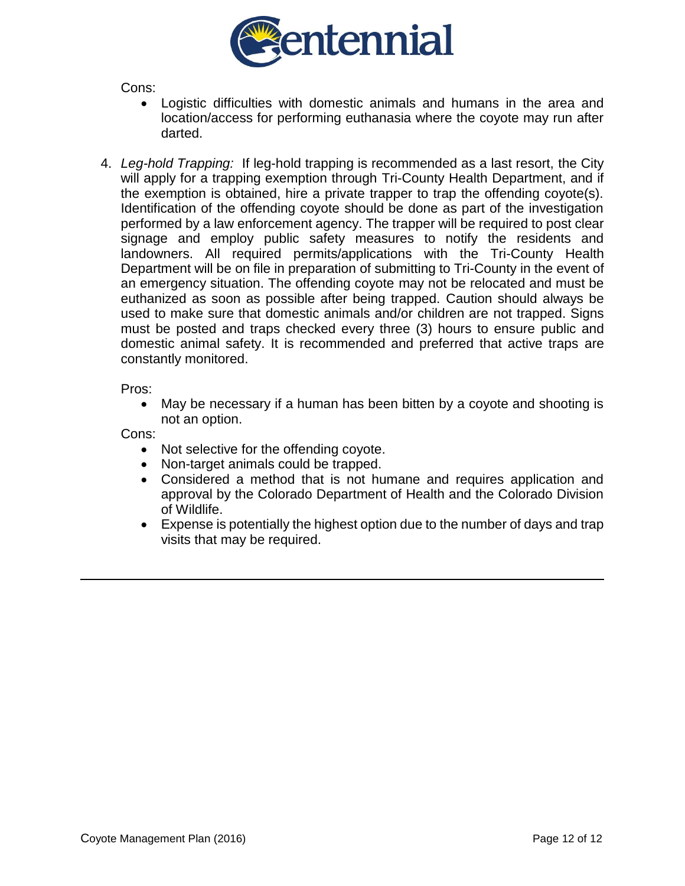Cons:

- Logistic difficulties with domestic animals and humans in the area and location/access for performing euthanasia where the coyote may run after darted.

4. *Leg-hold Trapping:* If leg-hold trapping is recommended as a last resort, the City will apply for a trapping exemption through Tri-County Health Department, and if the exemption is obtained, hire a private trapper to trap the offending coyote(s). Identification of the offending coyote should be done as part of the investigation performed by a law enforcement agency. The trapper will be required to post clear signage and employ public safety measures to notify the residents and landowners. All required permits/applications with the Tri-County Health Department will be on file in preparation of submitting to Tri-County in the event of an emergency situation. The offending coyote may not be relocated and must be euthanized as soon as possible after being trapped. Caution should always be used to make sure that domestic animals and/or children are not trapped. Signs must be posted and traps checked every three (3) hours to ensure public and domestic animal safety. It is recommended and preferred that active traps are constantly monitored.

   Pros:

   - May be necessary if a human has been bitten by a coyote and shooting is not an option.

   Cons:

   - Not selective for the offending coyote.
   - Non-target animals could be trapped.
   - Considered a method that is not humane and requires application and approval by the Colorado Department of Health and the Colorado Division of Wildlife.
   - Expense is potentially the highest option due to the number of days and trap visits that may be required.